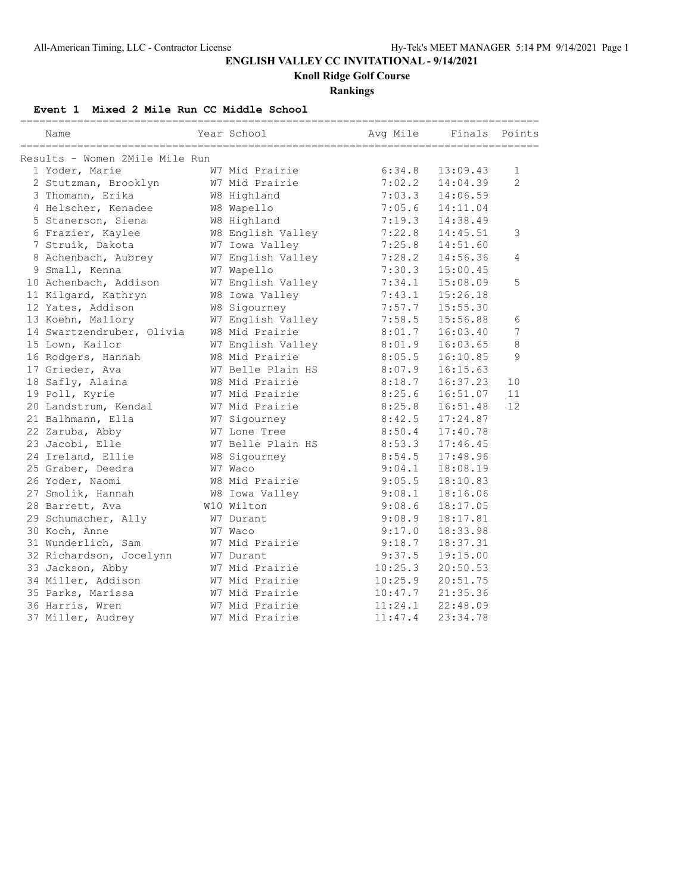# ENGLISH VALLEY CC INVITATIONAL - 9/14/2021

## Knoll Ridge Golf Course

### Rankings

**Event 1 Mixed 2 Mile Run CC Middle School**

Results - Women 2Mile Mile Run

| | Name | Year | School | Avg Mile | Finals | Points |
|---|---|---|---|---|---|---|
| 1 | Yoder, Marie | W7 | Mid Prairie | 6:34.8 | 13:09.43 | 1 |
| 2 | Stutzman, Brooklyn | W7 | Mid Prairie | 7:02.2 | 14:04.39 | 2 |
| 3 | Thomann, Erika | W8 | Highland | 7:03.3 | 14:06.59 | |
| 4 | Helscher, Kenadee | W8 | Wapello | 7:05.6 | 14:11.04 | |
| 5 | Stanerson, Siena | W8 | Highland | 7:19.3 | 14:38.49 | |
| 6 | Frazier, Kaylee | W8 | English Valley | 7:22.8 | 14:45.51 | 3 |
| 7 | Struik, Dakota | W7 | Iowa Valley | 7:25.8 | 14:51.60 | |
| 8 | Achenbach, Aubrey | W7 | English Valley | 7:28.2 | 14:56.36 | 4 |
| 9 | Small, Kenna | W7 | Wapello | 7:30.3 | 15:00.45 | |
| 10 | Achenbach, Addison | W7 | English Valley | 7:34.1 | 15:08.09 | 5 |
| 11 | Kilgard, Kathryn | W8 | Iowa Valley | 7:43.1 | 15:26.18 | |
| 12 | Yates, Addison | W8 | Sigourney | 7:57.7 | 15:55.30 | |
| 13 | Koehn, Mallory | W7 | English Valley | 7:58.5 | 15:56.88 | 6 |
| 14 | Swartzendruber, Olivia | W8 | Mid Prairie | 8:01.7 | 16:03.40 | 7 |
| 15 | Lown, Kailor | W7 | English Valley | 8:01.9 | 16:03.65 | 8 |
| 16 | Rodgers, Hannah | W8 | Mid Prairie | 8:05.5 | 16:10.85 | 9 |
| 17 | Grieder, Ava | W7 | Belle Plain HS | 8:07.9 | 16:15.63 | |
| 18 | Safly, Alaina | W8 | Mid Prairie | 8:18.7 | 16:37.23 | 10 |
| 19 | Poll, Kyrie | W7 | Mid Prairie | 8:25.6 | 16:51.07 | 11 |
| 20 | Landstrum, Kendal | W7 | Mid Prairie | 8:25.8 | 16:51.48 | 12 |
| 21 | Balhmann, Ella | W7 | Sigourney | 8:42.5 | 17:24.87 | |
| 22 | Zaruba, Abby | W7 | Lone Tree | 8:50.4 | 17:40.78 | |
| 23 | Jacobi, Elle | W7 | Belle Plain HS | 8:53.3 | 17:46.45 | |
| 24 | Ireland, Ellie | W8 | Sigourney | 8:54.5 | 17:48.96 | |
| 25 | Graber, Deedra | W7 | Waco | 9:04.1 | 18:08.19 | |
| 26 | Yoder, Naomi | W8 | Mid Prairie | 9:05.5 | 18:10.83 | |
| 27 | Smolik, Hannah | W8 | Iowa Valley | 9:08.1 | 18:16.06 | |
| 28 | Barrett, Ava | W10 | Wilton | 9:08.6 | 18:17.05 | |
| 29 | Schumacher, Ally | W7 | Durant | 9:08.9 | 18:17.81 | |
| 30 | Koch, Anne | W7 | Waco | 9:17.0 | 18:33.98 | |
| 31 | Wunderlich, Sam | W7 | Mid Prairie | 9:18.7 | 18:37.31 | |
| 32 | Richardson, Jocelynn | W7 | Durant | 9:37.5 | 19:15.00 | |
| 33 | Jackson, Abby | W7 | Mid Prairie | 10:25.3 | 20:50.53 | |
| 34 | Miller, Addison | W7 | Mid Prairie | 10:25.9 | 20:51.75 | |
| 35 | Parks, Marissa | W7 | Mid Prairie | 10:47.7 | 21:35.36 | |
| 36 | Harris, Wren | W7 | Mid Prairie | 11:24.1 | 22:48.09 | |
| 37 | Miller, Audrey | W7 | Mid Prairie | 11:47.4 | 23:34.78 | |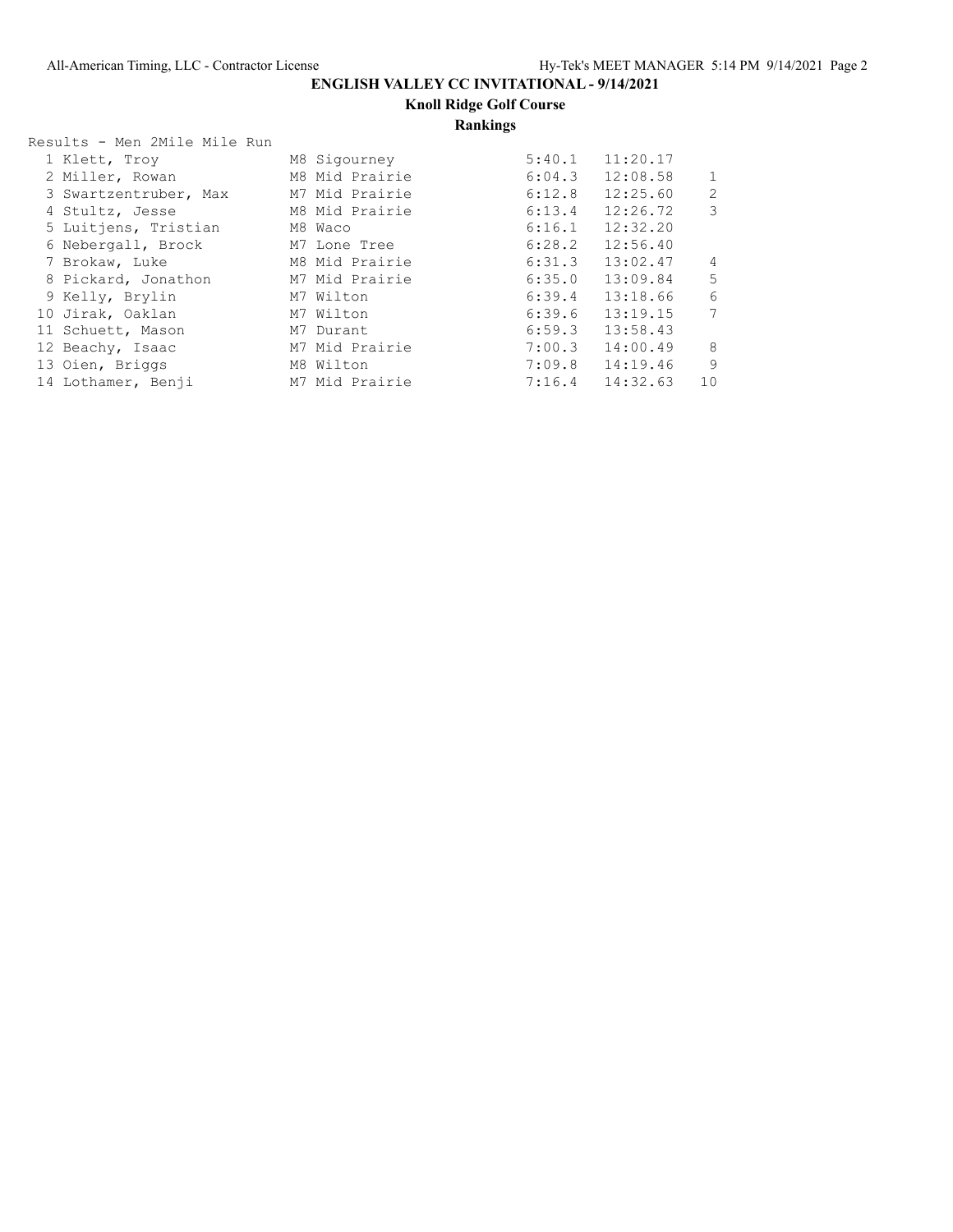# ENGLISH VALLEY CC INVITATIONAL - 9/14/2021

## Knoll Ridge Golf Course

### Rankings

Results - Men 2Mile Mile Run

| Place | Name | Yr | Team | Mile | Time | Points |
|---|---|---|---|---|---|---|
| 1 | Klett, Troy | M8 | Sigourney | 5:40.1 | 11:20.17 | |
| 2 | Miller, Rowan | M8 | Mid Prairie | 6:04.3 | 12:08.58 | 1 |
| 3 | Swartzentruber, Max | M7 | Mid Prairie | 6:12.8 | 12:25.60 | 2 |
| 4 | Stultz, Jesse | M8 | Mid Prairie | 6:13.4 | 12:26.72 | 3 |
| 5 | Luitjens, Tristian | M8 | Waco | 6:16.1 | 12:32.20 | |
| 6 | Nebergall, Brock | M7 | Lone Tree | 6:28.2 | 12:56.40 | |
| 7 | Brokaw, Luke | M8 | Mid Prairie | 6:31.3 | 13:02.47 | 4 |
| 8 | Pickard, Jonathon | M7 | Mid Prairie | 6:35.0 | 13:09.84 | 5 |
| 9 | Kelly, Brylin | M7 | Wilton | 6:39.4 | 13:18.66 | 6 |
| 10 | Jirak, Oaklan | M7 | Wilton | 6:39.6 | 13:19.15 | 7 |
| 11 | Schuett, Mason | M7 | Durant | 6:59.3 | 13:58.43 | |
| 12 | Beachy, Isaac | M7 | Mid Prairie | 7:00.3 | 14:00.49 | 8 |
| 13 | Oien, Briggs | M8 | Wilton | 7:09.8 | 14:19.46 | 9 |
| 14 | Lothamer, Benji | M7 | Mid Prairie | 7:16.4 | 14:32.63 | 10 |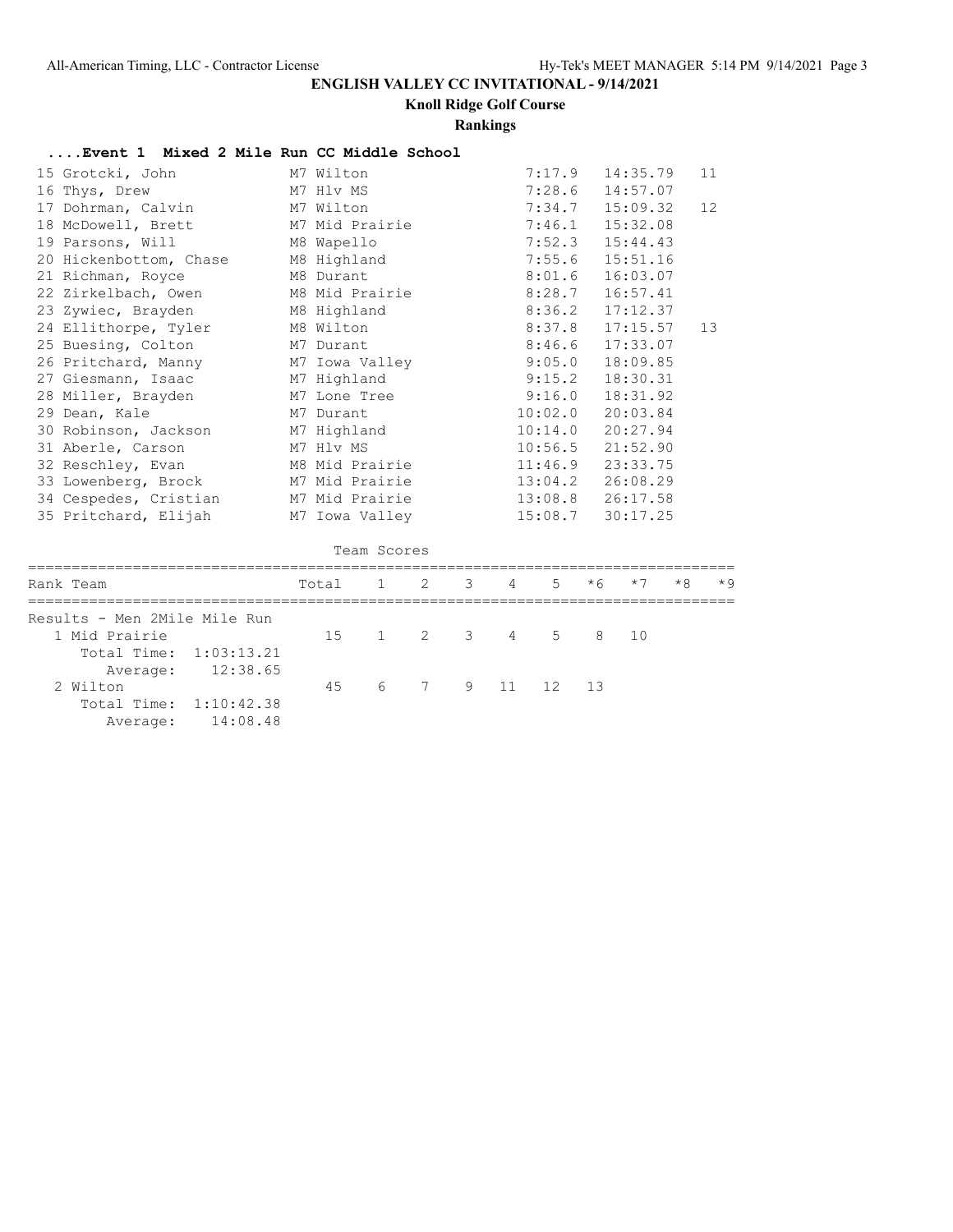# ENGLISH VALLEY CC INVITATIONAL - 9/14/2021

## Knoll Ridge Golf Course

### Rankings

**....Event 1 Mixed 2 Mile Run CC Middle School**

| Place | Name | Yr | Team | Mile | Time | Points |
|---|---|---|---|---|---|---|
| 15 | Grotcki, John | M7 | Wilton | 7:17.9 | 14:35.79 | 11 |
| 16 | Thys, Drew | M7 | Hlv MS | 7:28.6 | 14:57.07 | |
| 17 | Dohrman, Calvin | M7 | Wilton | 7:34.7 | 15:09.32 | 12 |
| 18 | McDowell, Brett | M7 | Mid Prairie | 7:46.1 | 15:32.08 | |
| 19 | Parsons, Will | M8 | Wapello | 7:52.3 | 15:44.43 | |
| 20 | Hickenbottom, Chase | M8 | Highland | 7:55.6 | 15:51.16 | |
| 21 | Richman, Royce | M8 | Durant | 8:01.6 | 16:03.07 | |
| 22 | Zirkelbach, Owen | M8 | Mid Prairie | 8:28.7 | 16:57.41 | |
| 23 | Zywiec, Brayden | M8 | Highland | 8:36.2 | 17:12.37 | |
| 24 | Ellithorpe, Tyler | M8 | Wilton | 8:37.8 | 17:15.57 | 13 |
| 25 | Buesing, Colton | M7 | Durant | 8:46.6 | 17:33.07 | |
| 26 | Pritchard, Manny | M7 | Iowa Valley | 9:05.0 | 18:09.85 | |
| 27 | Giesmann, Isaac | M7 | Highland | 9:15.2 | 18:30.31 | |
| 28 | Miller, Brayden | M7 | Lone Tree | 9:16.0 | 18:31.92 | |
| 29 | Dean, Kale | M7 | Durant | 10:02.0 | 20:03.84 | |
| 30 | Robinson, Jackson | M7 | Highland | 10:14.0 | 20:27.94 | |
| 31 | Aberle, Carson | M7 | Hlv MS | 10:56.5 | 21:52.90 | |
| 32 | Reschley, Evan | M8 | Mid Prairie | 11:46.9 | 23:33.75 | |
| 33 | Lowenberg, Brock | M7 | Mid Prairie | 13:04.2 | 26:08.29 | |
| 34 | Cespedes, Cristian | M7 | Mid Prairie | 13:08.8 | 26:17.58 | |
| 35 | Pritchard, Elijah | M7 | Iowa Valley | 15:08.7 | 30:17.25 | |

Team Scores

Results - Men 2Mile Mile Run

| Rank | Team | Total | 1 | 2 | 3 | 4 | 5 | *6 | *7 | *8 | *9 |
|---|---|---|---|---|---|---|---|---|---|---|---|
| 1 | Mid Prairie | 15 | 1 | 2 | 3 | 4 | 5 | 8 | 10 | | |
| | Total Time: 1:03:13.21 | | | | | | | | | | |
| | Average: 12:38.65 | | | | | | | | | | |
| 2 | Wilton | 45 | 6 | 7 | 9 | 11 | 12 | 13 | | | |
| | Total Time: 1:10:42.38 | | | | | | | | | | |
| | Average: 14:08.48 | | | | | | | | | | |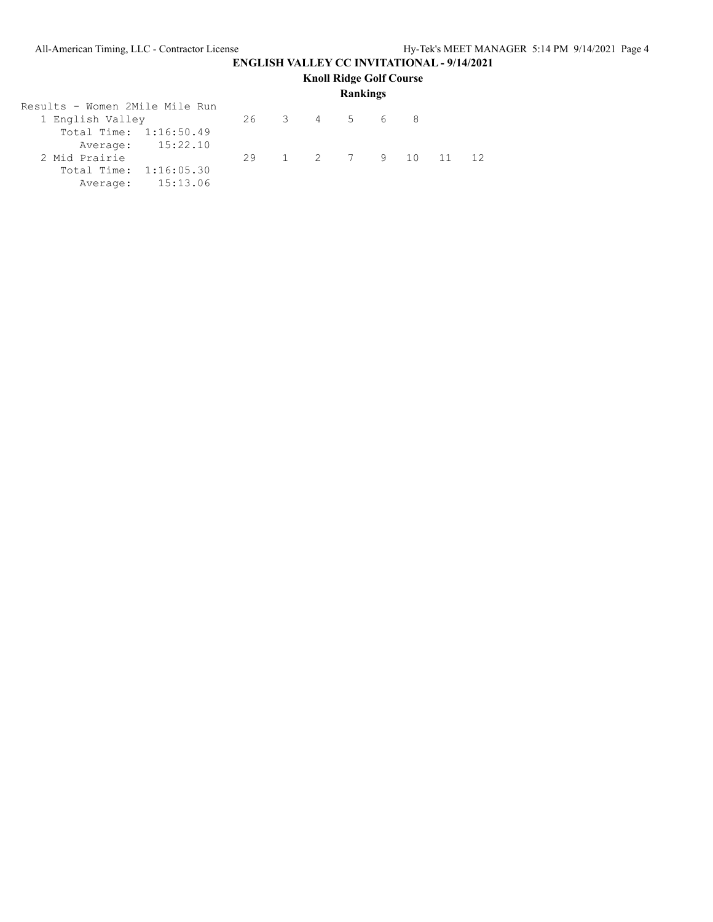**ENGLISH VALLEY CC INVITATIONAL - 9/14/2021**

**Knoll Ridge Golf Course**

**Rankings**

```
Results - Women 2Mile Mile Run
   1 English Valley             26    3    4    5    6    8
      Total Time:  1:16:50.49
         Average:    15:22.10
   2 Mid Prairie                29    1    2    7    9   10   11   12
      Total Time:  1:16:05.30
         Average:    15:13.06
```